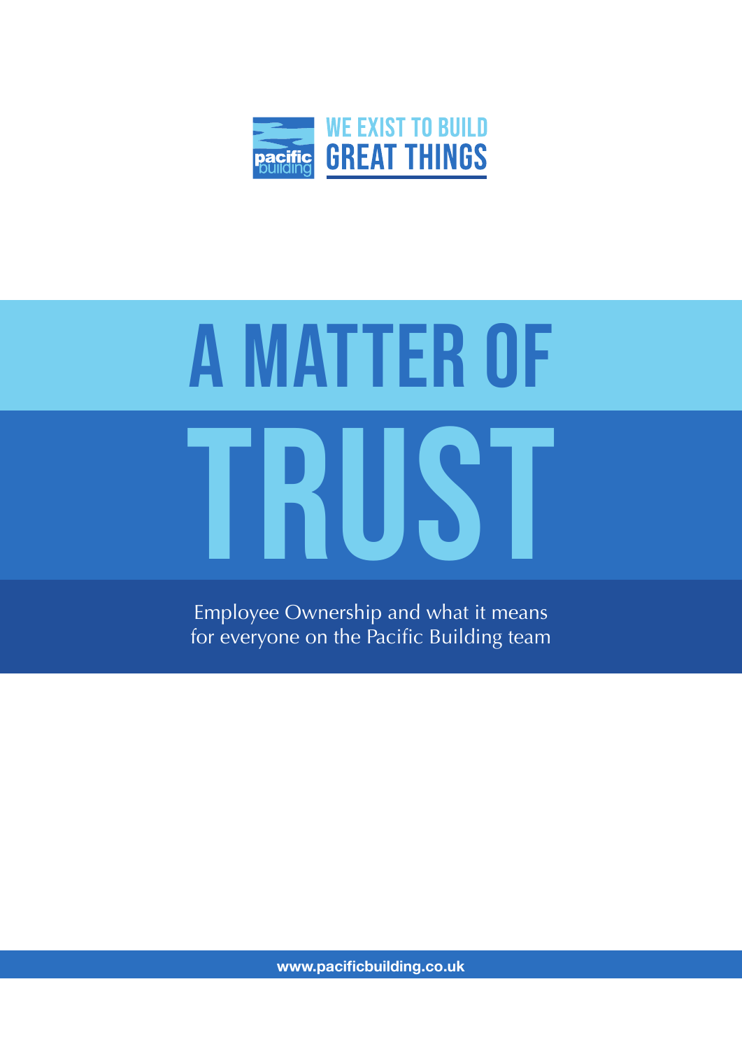pacific building

WE EXIST TO BUILD
GREAT THINGS

# A MATTER OF TRUST

Employee Ownership and what it means
for everyone on the Pacific Building team

**www.pacificbuilding.co.uk**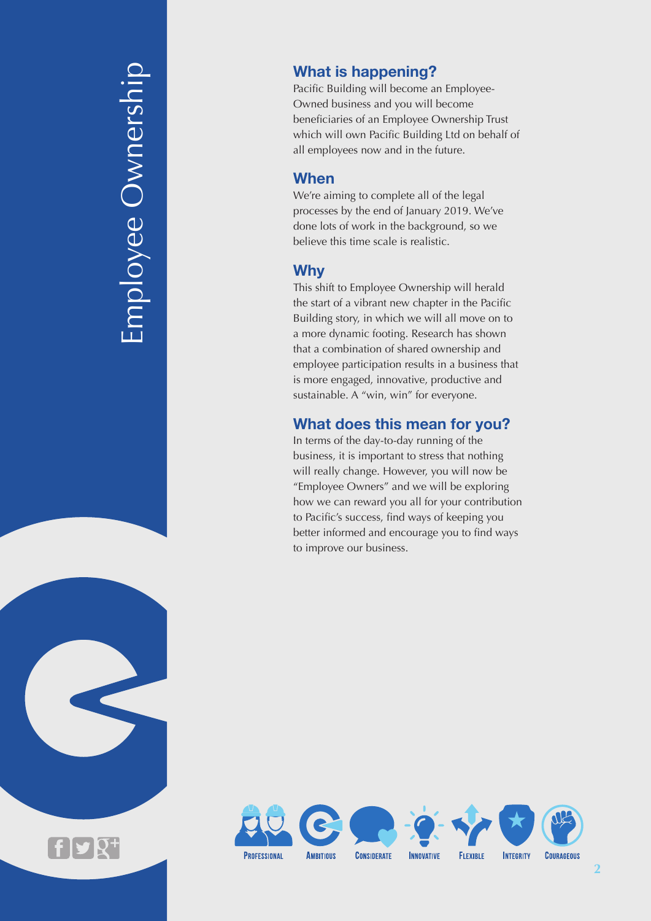# Employee Ownership

## What is happening?

Pacific Building will become an Employee-Owned business and you will become beneficiaries of an Employee Ownership Trust which will own Pacific Building Ltd on behalf of all employees now and in the future.

## When

We're aiming to complete all of the legal processes by the end of January 2019. We've done lots of work in the background, so we believe this time scale is realistic.

## Why

This shift to Employee Ownership will herald the start of a vibrant new chapter in the Pacific Building story, in which we will all move on to a more dynamic footing. Research has shown that a combination of shared ownership and employee participation results in a business that is more engaged, innovative, productive and sustainable. A "win, win" for everyone.

## What does this mean for you?

In terms of the day-to-day running of the business, it is important to stress that nothing will really change. However, you will now be "Employee Owners" and we will be exploring how we can reward you all for your contribution to Pacific's success, find ways of keeping you better informed and encourage you to find ways to improve our business.

PROFESSIONAL AMBITIOUS CONSIDERATE INNOVATIVE FLEXIBLE INTEGRITY COURAGEOUS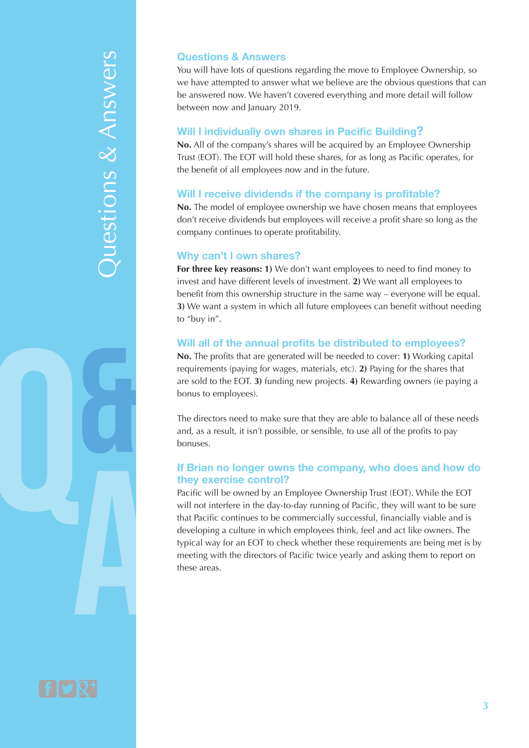## Questions & Answers

You will have lots of questions regarding the move to Employee Ownership, so we have attempted to answer what we believe are the obvious questions that can be answered now. We haven't covered everything and more detail will follow between now and January 2019.

### Will I individually own shares in Pacific Building?

**No.** All of the company's shares will be acquired by an Employee Ownership Trust (EOT). The EOT will hold these shares, for as long as Pacific operates, for the benefit of all employees now and in the future.

### Will I receive dividends if the company is profitable?

**No.** The model of employee ownership we have chosen means that employees don't receive dividends but employees will receive a profit share so long as the company continues to operate profitability.

### Why can't I own shares?

**For three key reasons: 1)** We don't want employees to need to find money to invest and have different levels of investment. **2)** We want all employees to benefit from this ownership structure in the same way – everyone will be equal. **3)** We want a system in which all future employees can benefit without needing to "buy in".

### Will all of the annual profits be distributed to employees?

**No.** The profits that are generated will be needed to cover: **1)** Working capital requirements (paying for wages, materials, etc). **2)** Paying for the shares that are sold to the EOT. **3)** funding new projects. **4)** Rewarding owners (ie paying a bonus to employees).

The directors need to make sure that they are able to balance all of these needs and, as a result, it isn't possible, or sensible, to use all of the profits to pay bonuses.

### If Brian no longer owns the company, who does and how do they exercise control?

Pacific will be owned by an Employee Ownership Trust (EOT). While the EOT will not interfere in the day-to-day running of Pacific, they will want to be sure that Pacific continues to be commercially successful, financially viable and is developing a culture in which employees think, feel and act like owners. The typical way for an EOT to check whether these requirements are being met is by meeting with the directors of Pacific twice yearly and asking them to report on these areas.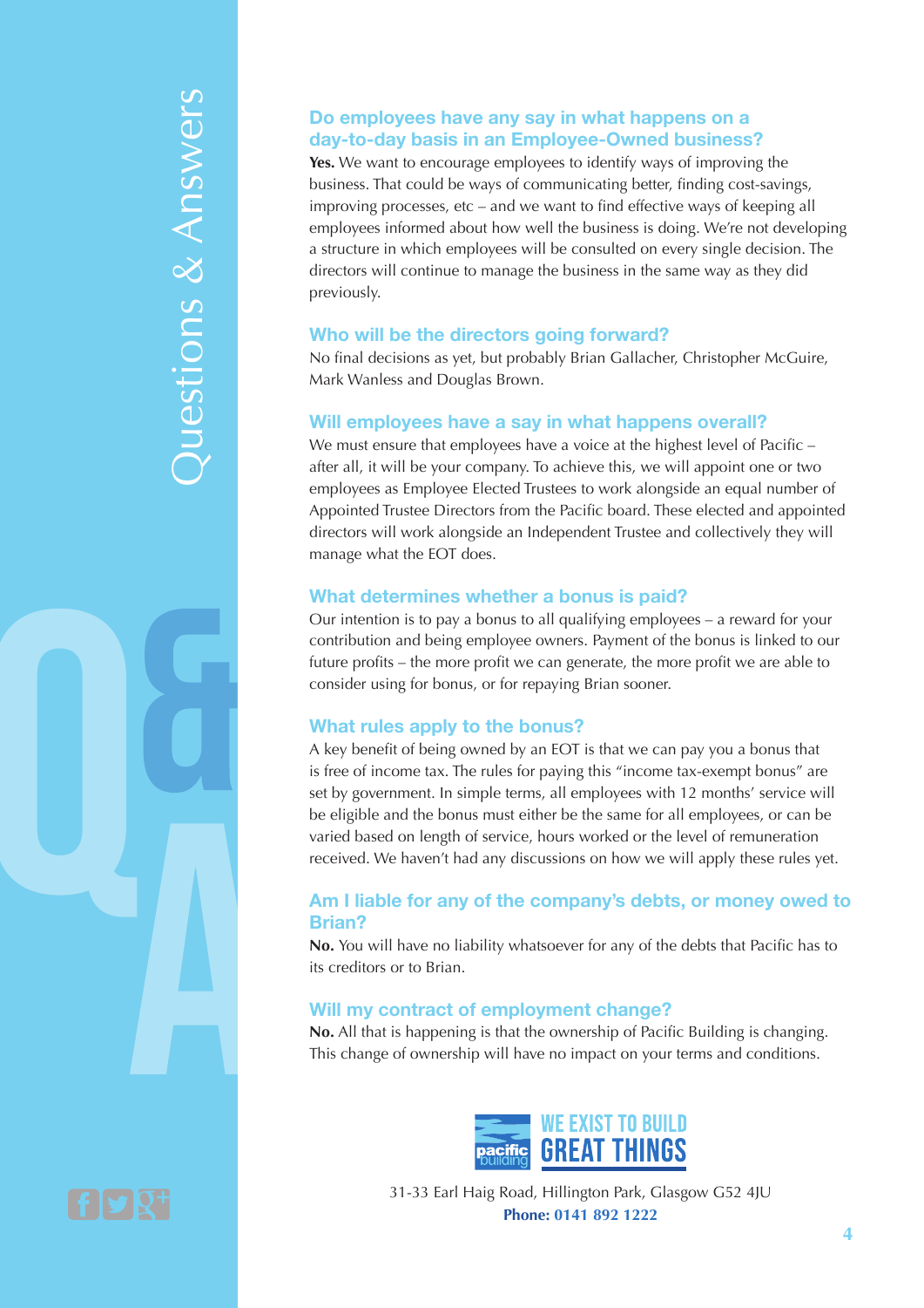### Do employees have any say in what happens on a day-to-day basis in an Employee-Owned business?

**Yes.** We want to encourage employees to identify ways of improving the business. That could be ways of communicating better, finding cost-savings, improving processes, etc – and we want to find effective ways of keeping all employees informed about how well the business is doing. We're not developing a structure in which employees will be consulted on every single decision. The directors will continue to manage the business in the same way as they did previously.

### Who will be the directors going forward?

No final decisions as yet, but probably Brian Gallacher, Christopher McGuire, Mark Wanless and Douglas Brown.

### Will employees have a say in what happens overall?

We must ensure that employees have a voice at the highest level of Pacific – after all, it will be your company. To achieve this, we will appoint one or two employees as Employee Elected Trustees to work alongside an equal number of Appointed Trustee Directors from the Pacific board. These elected and appointed directors will work alongside an Independent Trustee and collectively they will manage what the EOT does.

### What determines whether a bonus is paid?

Our intention is to pay a bonus to all qualifying employees – a reward for your contribution and being employee owners. Payment of the bonus is linked to our future profits – the more profit we can generate, the more profit we are able to consider using for bonus, or for repaying Brian sooner.

### What rules apply to the bonus?

A key benefit of being owned by an EOT is that we can pay you a bonus that is free of income tax. The rules for paying this "income tax-exempt bonus" are set by government. In simple terms, all employees with 12 months' service will be eligible and the bonus must either be the same for all employees, or can be varied based on length of service, hours worked or the level of remuneration received. We haven't had any discussions on how we will apply these rules yet.

### Am I liable for any of the company's debts, or money owed to Brian?

**No.** You will have no liability whatsoever for any of the debts that Pacific has to its creditors or to Brian.

### Will my contract of employment change?

**No.** All that is happening is that the ownership of Pacific Building is changing. This change of ownership will have no impact on your terms and conditions.

WE EXIST TO BUILD GREAT THINGS

31-33 Earl Haig Road, Hillington Park, Glasgow G52 4JU
**Phone: 0141 892 1222**